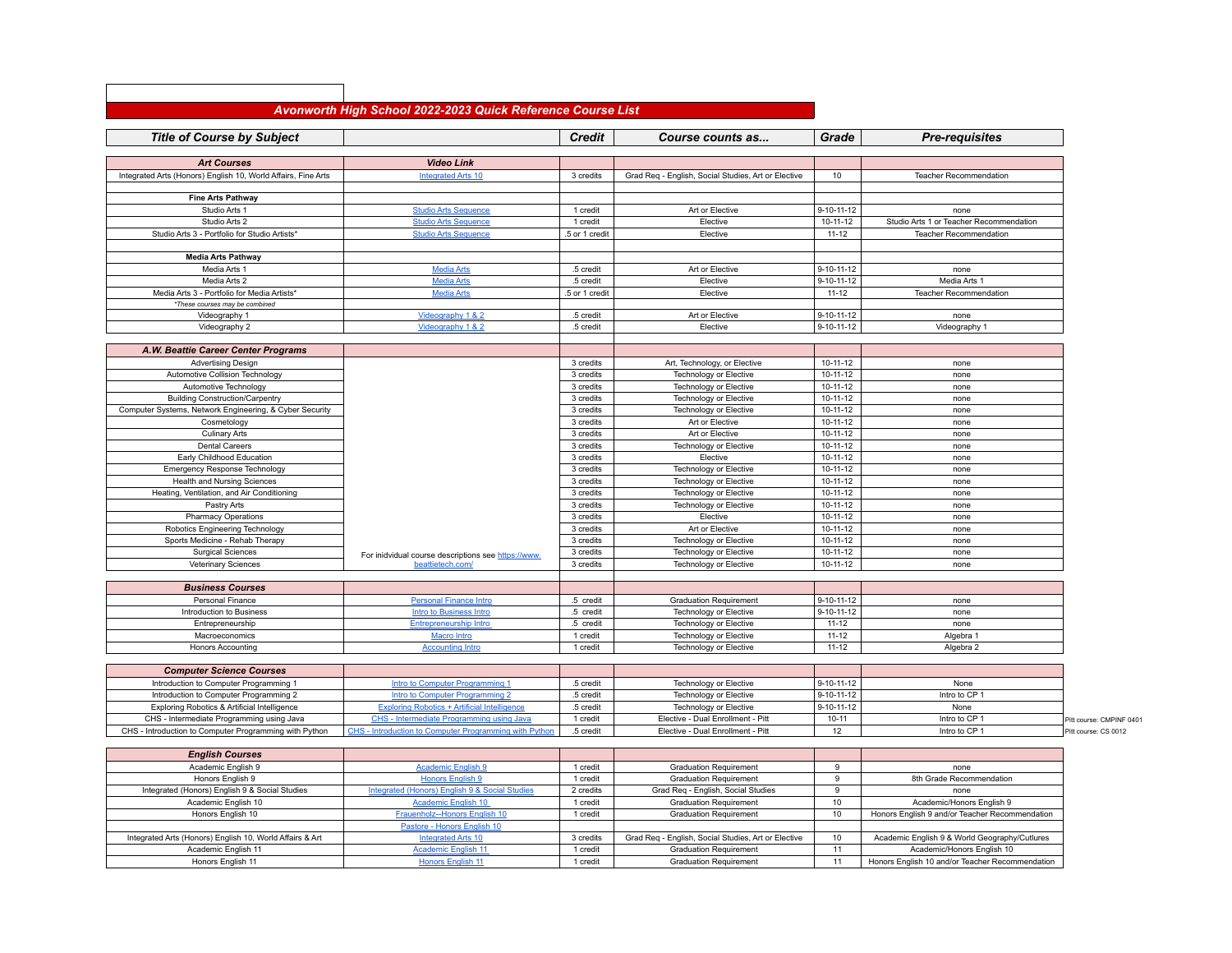# Avonworth High School 2022-2023 Quick Reference Course List

| Title of Course by Subject | | Credit | Course counts as... | Grade | Pre-requisites | |
|---|---|---|---|---|---|---|
| **Art Courses** | **Video Link** | | | | | |
| Integrated Arts (Honors) English 10, World Affairs, Fine Arts | Integrated Arts 10 | 3 credits | Grad Req - English, Social Studies, Art or Elective | 10 | Teacher Recommendation | |
| | | | | | | |
| **Fine Arts Pathway** | | | | | | |
| Studio Arts 1 | Studio Arts Sequence | 1 credit | Art or Elective | 9-10-11-12 | none | |
| Studio Arts 2 | Studio Arts Sequence | 1 credit | Elective | 10-11-12 | Studio Arts 1 or Teacher Recommendation | |
| Studio Arts 3 - Portfolio for Studio Artists* | Studio Arts Sequence | .5 or 1 credit | Elective | 11-12 | Teacher Recommendation | |
| | | | | | | |
| **Media Arts Pathway** | | | | | | |
| Media Arts 1 | Media Arts | .5 credit | Art or Elective | 9-10-11-12 | none | |
| Media Arts 2 | Media Arts | .5 credit | Elective | 9-10-11-12 | Media Arts 1 | |
| Media Arts 3 - Portfolio for Media Artists* | Media Arts | .5 or 1 credit | Elective | 11-12 | Teacher Recommendation | |
| *These courses may be combined* | | | | | | |
| Videography 1 | Videography 1 & 2 | .5 credit | Art or Elective | 9-10-11-12 | none | |
| Videography 2 | Videography 1 & 2 | .5 credit | Elective | 9-10-11-12 | Videography 1 | |
| | | | | | | |
| **A.W. Beattie Career Center Programs** | | | | | | |
| Advertising Design | For inidvidual course descriptions see https://www.beattietech.com/ | 3 credits | Art, Technology, or Elective | 10-11-12 | none | |
| Automotive Collision Technology | | 3 credits | Technology or Elective | 10-11-12 | none | |
| Automotive Technology | | 3 credits | Technology or Elective | 10-11-12 | none | |
| Building Construction/Carpentry | | 3 credits | Technology or Elective | 10-11-12 | none | |
| Computer Systems, Network Engineering, & Cyber Security | | 3 credits | Technology or Elective | 10-11-12 | none | |
| Cosmetology | | 3 credits | Art or Elective | 10-11-12 | none | |
| Culinary Arts | | 3 credits | Art or Elective | 10-11-12 | none | |
| Dental Careers | | 3 credits | Technology or Elective | 10-11-12 | none | |
| Early Childhood Education | | 3 credits | Elective | 10-11-12 | none | |
| Emergency Response Technology | | 3 credits | Technology or Elective | 10-11-12 | none | |
| Health and Nursing Sciences | | 3 credits | Technology or Elective | 10-11-12 | none | |
| Heating, Ventilation, and Air Conditioning | | 3 credits | Technology or Elective | 10-11-12 | none | |
| Pastry Arts | | 3 credits | Technology or Elective | 10-11-12 | none | |
| Pharmacy Operations | | 3 credits | Elective | 10-11-12 | none | |
| Robotics Engineering Technology | | 3 credits | Art or Elective | 10-11-12 | none | |
| Sports Medicine - Rehab Therapy | | 3 credits | Technology or Elective | 10-11-12 | none | |
| Surgical Sciences | | 3 credits | Technology or Elective | 10-11-12 | none | |
| Veterinary Sciences | | 3 credits | Technology or Elective | 10-11-12 | none | |
| | | | | | | |
| **Business Courses** | | | | | | |
| Personal Finance | Personal Finance Intro | .5 credit | Graduation Requirement | 9-10-11-12 | none | |
| Introduction to Business | Intro to Business Intro | .5 credit | Technology or Elective | 9-10-11-12 | none | |
| Entrepreneurship | Entrepreneurship Intro | .5 credit | Technology or Elective | 11-12 | none | |
| Macroeconomics | Macro Intro | 1 credit | Technology or Elective | 11-12 | Algebra 1 | |
| Honors Accounting | Accounting Intro | 1 credit | Technology or Elective | 11-12 | Algebra 2 | |
| | | | | | | |
| **Computer Science Courses** | | | | | | |
| Introduction to Computer Programming 1 | Intro to Computer Programming 1 | .5 credit | Technology or Elective | 9-10-11-12 | None | |
| Introduction to Computer Programming 2 | Intro to Computer Programming 2 | .5 credit | Technology or Elective | 9-10-11-12 | Intro to CP 1 | |
| Exploring Robotics & Artificial Intelligence | Exploring Robotics + Artificial Intelligence | .5 credit | Technology or Elective | 9-10-11-12 | None | |
| CHS - Intermediate Programming using Java | CHS - Intermediate Programming using Java | 1 credit | Elective - Dual Enrollment - Pitt | 10-11 | Intro to CP 1 | Pitt course: CMPINF 0401 |
| CHS - Introduction to Computer Programming with Python | CHS - Introduction to Computer Programming with Python | .5 credit | Elective - Dual Enrollment - Pitt | 12 | Intro to CP 1 | Pitt course: CS 0012 |
| | | | | | | |
| **English Courses** | | | | | | |
| Academic English 9 | Academic English 9 | 1 credit | Graduation Requirement | 9 | none | |
| Honors English 9 | Honors English 9 | 1 credit | Graduation Requirement | 9 | 8th Grade Recommendation | |
| Integrated (Honors) English 9 & Social Studies | Integrated (Honors) English 9 & Social Studies | 2 credits | Grad Req - English, Social Studies | 9 | none | |
| Academic English 10 | Academic English 10 | 1 credit | Graduation Requirement | 10 | Academic/Honors English 9 | |
| Honors English 10 | Frauenholz--Honors English 10 | 1 credit | Graduation Requirement | 10 | Honors English 9 and/or Teacher Recommendation | |
| | Pastore - Honors English 10 | | | | | |
| Integrated Arts (Honors) English 10, World Affairs & Art | Integrated Arts 10 | 3 credits | Grad Req - English, Social Studies, Art or Elective | 10 | Academic English 9 & World Geography/Cutlures | |
| Academic English 11 | Academic English 11 | 1 credit | Graduation Requirement | 11 | Academic/Honors English 10 | |
| Honors English 11 | Honors English 11 | 1 credit | Graduation Requirement | 11 | Honors English 10 and/or Teacher Recommendation | |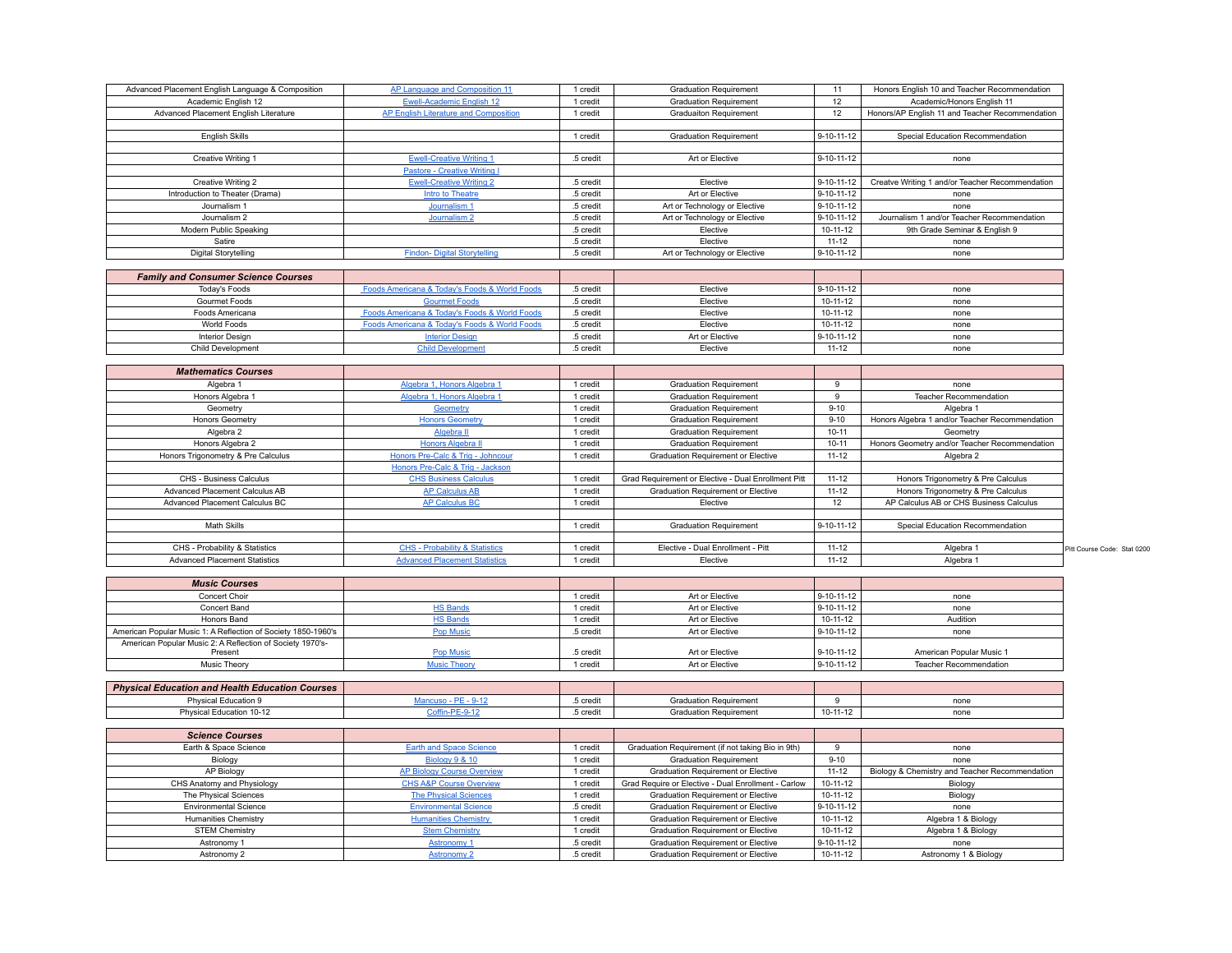| | | | | | |
|---|---|---|---|---|---|
| Advanced Placement English Language & Composition | AP Language and Composition 11 | 1 credit | Graduation Requirement | 11 | Honors English 10 and Teacher Recommendation |
| Academic English 12 | Ewell-Academic English 12 | 1 credit | Graduation Requirement | 12 | Academic/Honors English 11 |
| Advanced Placement English Literature | AP English Literature and Composition | 1 credit | Graduaiton Requirement | 12 | Honors/AP English 11 and Teacher Recommendation |
| | | | | | |
| English Skills | | 1 credit | Graduation Requirement | 9-10-11-12 | Special Education Recommendation |
| | | | | | |
| Creative Writing 1 | Ewell-Creative Writing 1 | .5 credit | Art or Elective | 9-10-11-12 | none |
| | Pastore - Creative Writing I | | | | |
| Creative Writing 2 | Ewell-Creative Writing 2 | .5 credit | Elective | 9-10-11-12 | Creatve Writing 1 and/or Teacher Recommendation |
| Introduction to Theater (Drama) | Intro to Theatre | .5 credit | Art or Elective | 9-10-11-12 | none |
| Journalism 1 | Journalism 1 | .5 credit | Art or Technology or Elective | 9-10-11-12 | none |
| Journalism 2 | Journalism 2 | .5 credit | Art or Technology or Elective | 9-10-11-12 | Journalism 1 and/or Teacher Recommendation |
| Modern Public Speaking | | .5 credit | Elective | 10-11-12 | 9th Grade Seminar & English 9 |
| Satire | | .5 credit | Elective | 11-12 | none |
| Digital Storytelling | Findon- Digital Storytelling | .5 credit | Art or Technology or Elective | 9-10-11-12 | none |

| ***Family and Consumer Science Courses*** | | | | | |
|---|---|---|---|---|---|
| Today's Foods | Foods Americana & Today's Foods & World Foods | .5 credit | Elective | 9-10-11-12 | none |
| Gourmet Foods | Gourmet Foods | .5 credit | Elective | 10-11-12 | none |
| Foods Americana | Foods Americana & Today's Foods & World Foods | .5 credit | Elective | 10-11-12 | none |
| World Foods | Foods Americana & Today's Foods & World Foods | .5 credit | Elective | 10-11-12 | none |
| Interior Design | Interior Design | .5 credit | Art or Elective | 9-10-11-12 | none |
| Child Development | Child Development | .5 credit | Elective | 11-12 | none |

| ***Mathematics Courses*** | | | | | | |
|---|---|---|---|---|---|---|
| Algebra 1 | Algebra 1, Honors Algebra 1 | 1 credit | Graduation Requirement | 9 | none | |
| Honors Algebra 1 | Algebra 1, Honors Algebra 1 | 1 credit | Graduation Requirement | 9 | Teacher Recommendation | |
| Geometry | Geometry | 1 credit | Graduation Requirement | 9-10 | Algebra 1 | |
| Honors Geometry | Honors Geometry | 1 credit | Graduation Requirement | 9-10 | Honors Algebra 1 and/or Teacher Recommendation | |
| Algebra 2 | Algebra II | 1 credit | Graduation Requirement | 10-11 | Geometry | |
| Honors Algebra 2 | Honors Algebra II | 1 credit | Graduation Requirement | 10-11 | Honors Geometry and/or Teacher Recommendation | |
| Honors Trigonometry & Pre Calculus | Honors Pre-Calc & Trig - Johncour | 1 credit | Graduation Requirement or Elective | 11-12 | Algebra 2 | |
| | Honors Pre-Calc & Trig - Jackson | | | | | |
| CHS - Business Calculus | CHS Business Calculus | 1 credit | Grad Requirement or Elective - Dual Enrollment Pitt | 11-12 | Honors Trigonometry & Pre Calculus | |
| Advanced Placement Calculus AB | AP Calculus AB | 1 credit | Graduation Requirement or Elective | 11-12 | Honors Trigonometry & Pre Calculus | |
| Advanced Placement Calculus BC | AP Calculus BC | 1 credit | Elective | 12 | AP Calculus AB or CHS Business Calculus | |
| | | | | | | |
| Math Skills | | 1 credit | Graduation Requirement | 9-10-11-12 | Special Education Recommendation | |
| | | | | | | |
| CHS - Probability & Statistics | CHS - Probability & Statistics | 1 credit | Elective - Dual Enrollment - Pitt | 11-12 | Algebra 1 | Pitt Course Code: Stat 0200 |
| Advanced Placement Statistics | Advanced Placement Statistics | 1 credit | Elective | 11-12 | Algebra 1 | |

| ***Music Courses*** | | | | | |
|---|---|---|---|---|---|
| Concert Choir | | 1 credit | Art or Elective | 9-10-11-12 | none |
| Concert Band | HS Bands | 1 credit | Art or Elective | 9-10-11-12 | none |
| Honors Band | HS Bands | 1 credit | Art or Elective | 10-11-12 | Audition |
| American Popular Music 1: A Reflection of Society 1850-1960's | Pop Music | .5 credit | Art or Elective | 9-10-11-12 | none |
| American Popular Music 2: A Reflection of Society 1970's-Present | Pop Music | .5 credit | Art or Elective | 9-10-11-12 | American Popular Music 1 |
| Music Theory | Music Theory | 1 credit | Art or Elective | 9-10-11-12 | Teacher Recommendation |

| ***Physical Education and Health Education Courses*** | | | | | |
|---|---|---|---|---|---|
| Physical Education 9 | Mancuso - PE - 9-12 | .5 credit | Graduation Requirement | 9 | none |
| Physical Education 10-12 | Coffin-PE-9-12 | .5 credit | Graduation Requirement | 10-11-12 | none |

| ***Science Courses*** | | | | | |
|---|---|---|---|---|---|
| Earth & Space Science | Earth and Space Science | 1 credit | Graduation Requirement (if not taking Bio in 9th) | 9 | none |
| Biology | Biology 9 & 10 | 1 credit | Graduation Requirement | 9-10 | none |
| AP Biology | AP Biology Course Overview | 1 credit | Graduation Requirement or Elective | 11-12 | Biology & Chemistry and Teacher Recommendation |
| CHS Anatomy and Physiology | CHS A&P Course Overview | 1 credit | Grad Require or Elective - Dual Enrollment - Carlow | 10-11-12 | Biology |
| The Physical Sciences | The Physical Sciences | 1 credit | Graduation Requirement or Elective | 10-11-12 | Biology |
| Environmental Science | Environmental Science | .5 credit | Graduation Requirement or Elective | 9-10-11-12 | none |
| Humanities Chemistry | Humanities Chemistry | 1 credit | Graduation Requirement or Elective | 10-11-12 | Algebra 1 & Biology |
| STEM Chemistry | Stem Chemistry | 1 credit | Graduation Requirement or Elective | 10-11-12 | Algebra 1 & Biology |
| Astronomy 1 | Astronomy 1 | .5 credit | Graduation Requirement or Elective | 9-10-11-12 | none |
| Astronomy 2 | Astronomy 2 | .5 credit | Graduation Requirement or Elective | 10-11-12 | Astronomy 1 & Biology |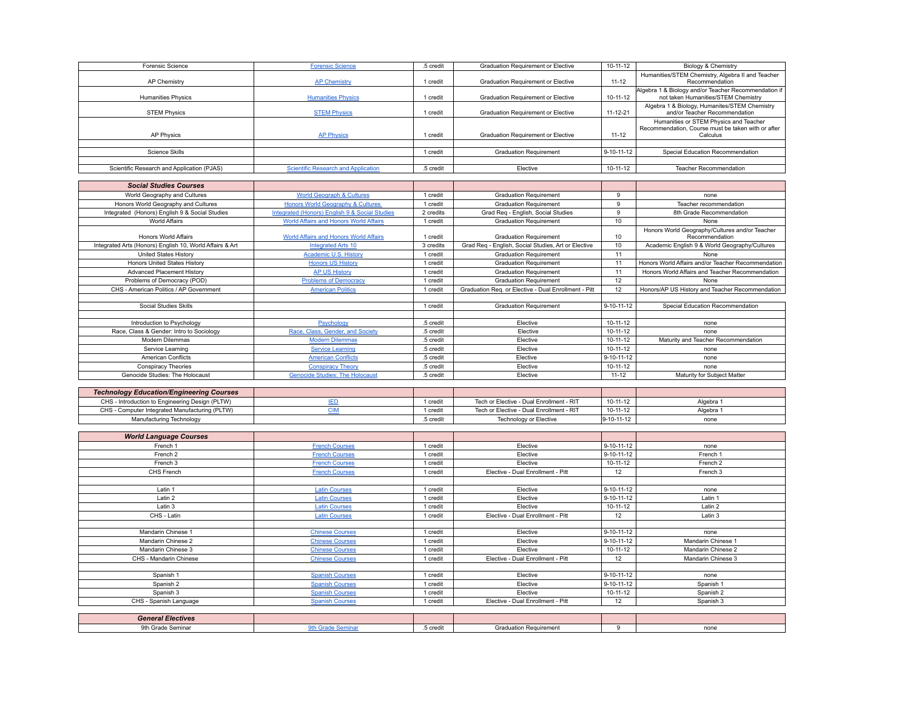| Forensic Science | Forensic Science | .5 credit | Graduation Requirement or Elective | 10-11-12 | Biology & Chemistry |
|---|---|---|---|---|---|
| AP Chemistry | AP Chemistry | 1 credit | Graduation Requirement or Elective | 11-12 | Humanities/STEM Chemistry, Algebra II and Teacher Recommendation |
| Humanities Physics | Humanities Physics | 1 credit | Graduation Requirement or Elective | 10-11-12 | Algebra 1 & Biology and/or Teacher Recommendation if not taken Humanities/STEM Chemistry |
| STEM Physics | STEM Physics | 1 credit | Graduation Requirement or Elective | 11-12-21 | Algebra 1 & Biology, Humanites/STEM Chemistry and/or Teacher Recommendation |
| AP Physics | AP Physics | 1 credit | Graduation Requirement or Elective | 11-12 | Humanities or STEM Physics and Teacher Recommendation, Course must be taken with or after Calculus |
| | | | | | |
| Science Skills | | 1 credit | Graduation Requirement | 9-10-11-12 | Special Education Recommendation |
| | | | | | |
| Scientific Research and Application (PJAS) | Scientific Research and Application | .5 credit | Elective | 10-11-12 | Teacher Recommendation |

| ***Social Studies Courses*** | | | | | |
|---|---|---|---|---|---|
| World Geography and Cultures | World Geograph & Cultures | 1 credit | Graduation Requirement | 9 | none |
| Honors World Geography and Cultures | Honors World Geography & Cultures | 1 credit | Graduation Requirement | 9 | Teacher recommendation |
| Integrated (Honors) English 9 & Social Studies | Integrated (Honors) English 9 & Social Studies | 2 credits | Grad Req - English, Social Studies | 9 | 8th Grade Recommendation |
| World Affairs | World Affairs and Honors World Affairs | 1 credit | Graduation Requirement | 10 | None |
| Honors World Affairs | World Affairs and Honors World Affairs | 1 credit | Graduation Requirement | 10 | Honors World Geography/Cultures and/or Teacher Recommendation |
| Integrated Arts (Honors) English 10, World Affairs & Art | Integrated Arts 10 | 3 credits | Grad Req - English, Social Studies, Art or Elective | 10 | Academic English 9 & World Geography/Cultures |
| United States History | Academic U.S. History | 1 credit | Graduation Requirement | 11 | None |
| Honors United States History | Honors US History | 1 credit | Graduation Requirement | 11 | Honors World Affairs and/or Teacher Recommendation |
| Advanced Placement History | AP US History | 1 credit | Graduation Requirement | 11 | Honors World Affairs and Teacher Recommendation |
| Problems of Democracy (POD) | Problems of Democracy | 1 credit | Graduation Requirement | 12 | None |
| CHS - American Politics / AP Government | American Politics | 1 credit | Graduation Req. or Elective - Dual Enrollment - Pitt | 12 | Honors/AP US History and Teacher Recommendation |
| | | | | | |
| Social Studies Skills | | 1 credit | Graduation Requirement | 9-10-11-12 | Special Education Recommendation |
| | | | | | |
| Introduction to Psychology | Psychology | .5 credit | Elective | 10-11-12 | none |
| Race, Class & Gender: Intro to Sociology | Race, Class, Gender, and Society | .5 credit | Elective | 10-11-12 | none |
| Modern Dilemmas | Modern Dilemmas | .5 credit | Elective | 10-11-12 | Maturity and Teacher Recommendation |
| Service Learning | Service Learning | .5 credit | Elective | 10-11-12 | none |
| American Conflicts | American Conflicts | .5 credit | Elective | 9-10-11-12 | none |
| Conspiracy Theories | Conspiracy Theory | .5 credit | Elective | 10-11-12 | none |
| Genocide Studies: The Holocaust | Genocide Studies: The Holocaust | .5 credit | Elective | 11-12 | Maturity for Subject Matter |

| ***Technology Education/Engineering Courses*** | | | | | |
|---|---|---|---|---|---|
| CHS - Introduction to Engineering Design (PLTW) | IED | 1 credit | Tech or Elective - Dual Enrollment - RIT | 10-11-12 | Algebra 1 |
| CHS - Computer Integrated Manufacturing (PLTW) | CIM | 1 credit | Tech or Elective - Dual Enrollment - RIT | 10-11-12 | Algebra 1 |
| Manufacturing Technology | | .5 credit | Technology or Elective | 9-10-11-12 | none |

| ***World Language Courses*** | | | | | |
|---|---|---|---|---|---|
| French 1 | French Courses | 1 credit | Elective | 9-10-11-12 | none |
| French 2 | French Courses | 1 credit | Elective | 9-10-11-12 | French 1 |
| French 3 | French Courses | 1 credit | Elective | 10-11-12 | French 2 |
| CHS French | French Courses | 1 credit | Elective - Dual Enrollment - Pitt | 12 | French 3 |
| | | | | | |
| Latin 1 | Latin Courses | 1 credit | Elective | 9-10-11-12 | none |
| Latin 2 | Latin Courses | 1 credit | Elective | 9-10-11-12 | Latin 1 |
| Latin 3 | Latin Courses | 1 credit | Elective | 10-11-12 | Latin 2 |
| CHS - Latin | Latin Courses | 1 credit | Elective - Dual Enrollment - Pitt | 12 | Latin 3 |
| | | | | | |
| Mandarin Chinese 1 | Chinese Courses | 1 credit | Elective | 9-10-11-12 | none |
| Mandarin Chinese 2 | Chinese Courses | 1 credit | Elective | 9-10-11-12 | Mandarin Chinese 1 |
| Mandarin Chinese 3 | Chinese Courses | 1 credit | Elective | 10-11-12 | Mandarin Chinese 2 |
| CHS - Mandarin Chinese | Chinese Courses | 1 credit | Elective - Dual Enrollment - Pitt | 12 | Mandarin Chinese 3 |
| | | | | | |
| Spanish 1 | Spanish Courses | 1 credit | Elective | 9-10-11-12 | none |
| Spanish 2 | Spanish Courses | 1 credit | Elective | 9-10-11-12 | Spanish 1 |
| Spanish 3 | Spanish Courses | 1 credit | Elective | 10-11-12 | Spanish 2 |
| CHS - Spanish Language | Spanish Courses | 1 credit | Elective - Dual Enrollment - Pitt | 12 | Spanish 3 |

| ***General Electives*** | | | | | |
|---|---|---|---|---|---|
| 9th Grade Seminar | 9th Grade Seminar | .5 credit | Graduation Requirement | 9 | none |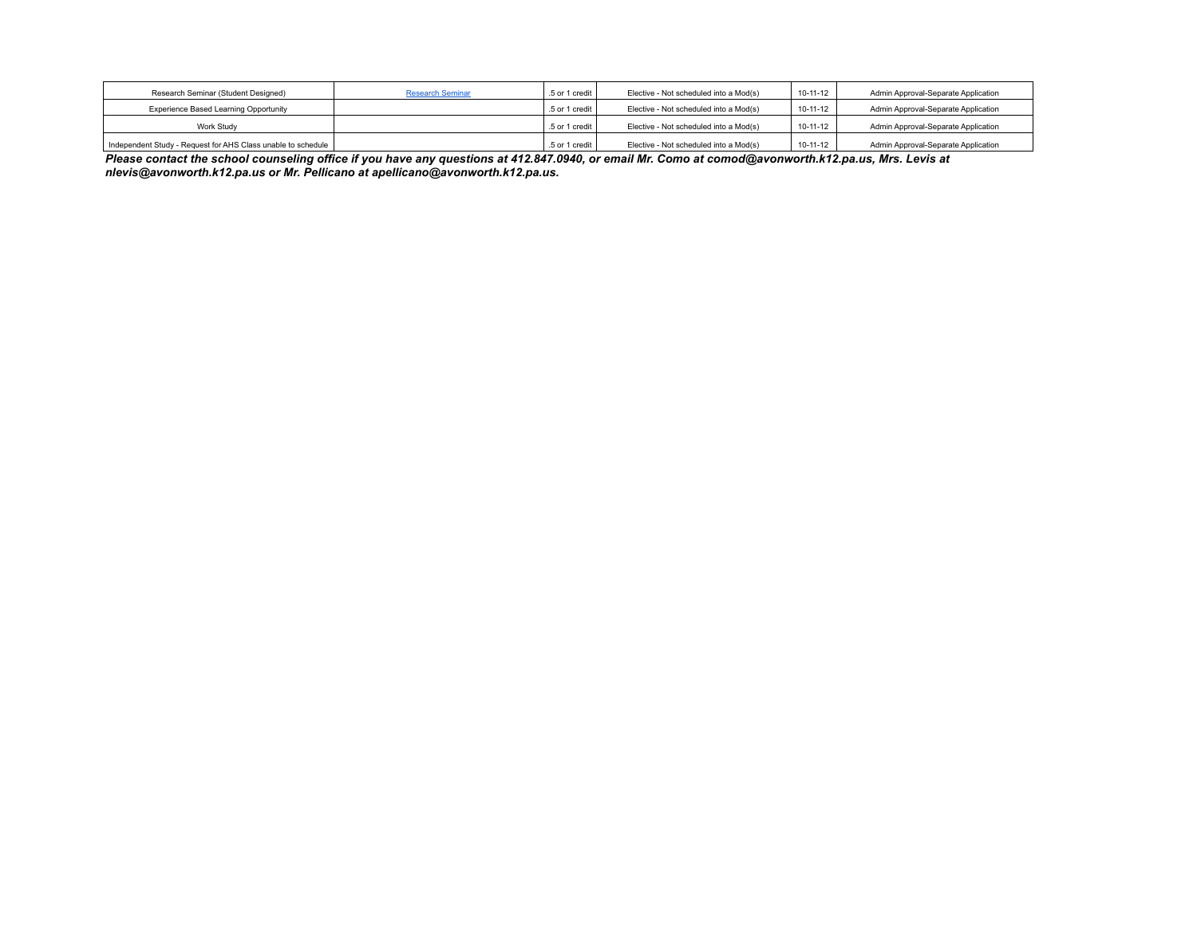| | | | | | |
|---|---|---|---|---|---|
| Research Seminar (Student Designed) | Research Seminar | .5 or 1 credit | Elective - Not scheduled into a Mod(s) | 10-11-12 | Admin Approval-Separate Application |
| Experience Based Learning Opportunity | | .5 or 1 credit | Elective - Not scheduled into a Mod(s) | 10-11-12 | Admin Approval-Separate Application |
| Work Study | | .5 or 1 credit | Elective - Not scheduled into a Mod(s) | 10-11-12 | Admin Approval-Separate Application |
| Independent Study - Request for AHS Class unable to schedule | | .5 or 1 credit | Elective - Not scheduled into a Mod(s) | 10-11-12 | Admin Approval-Separate Application |

***Please contact the school counseling office if you have any questions at 412.847.0940, or email Mr. Como at comod@avonworth.k12.pa.us, Mrs. Levis at nlevis@avonworth.k12.pa.us or Mr. Pellicano at apellicano@avonworth.k12.pa.us.***